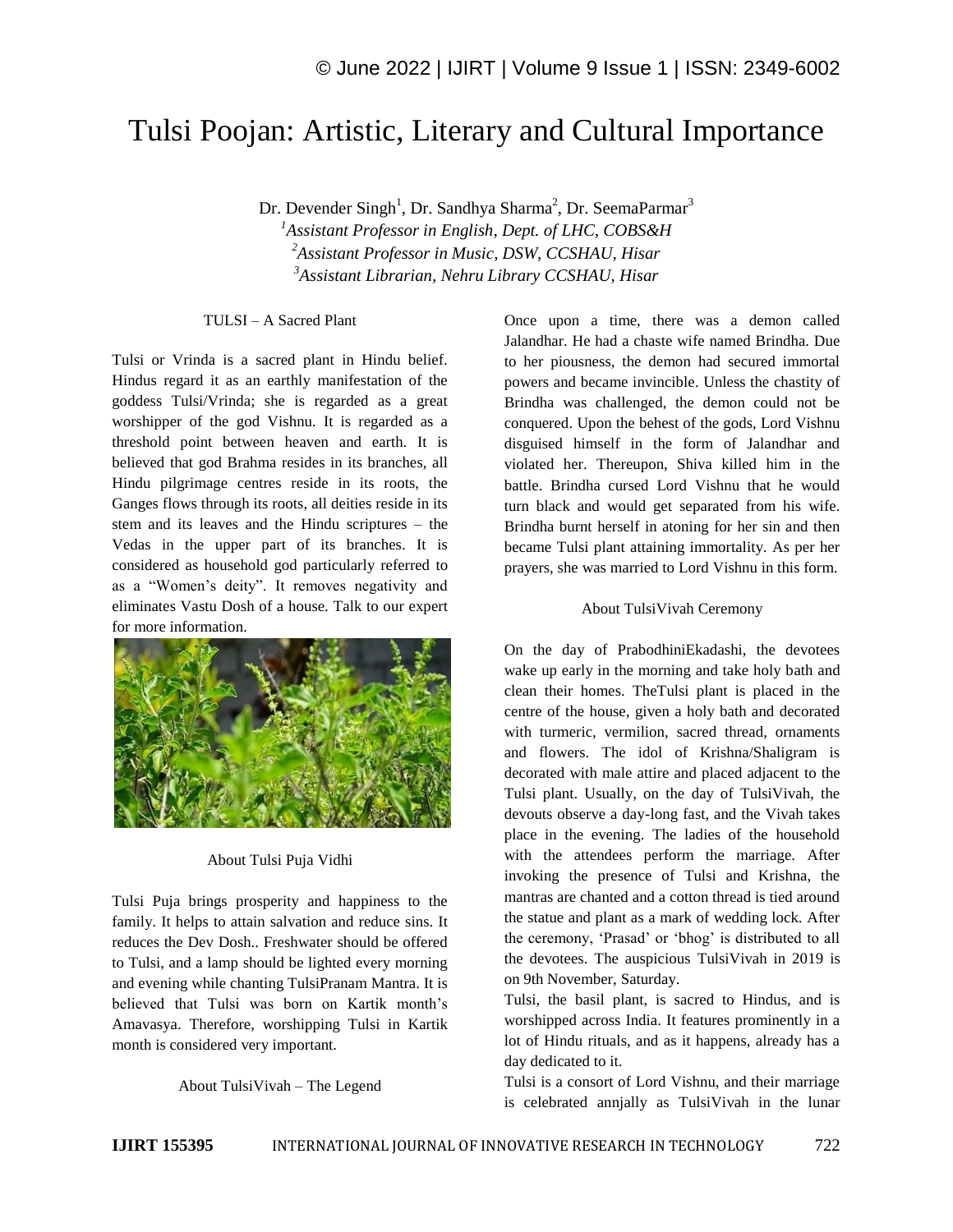# Tulsi Poojan: Artistic, Literary and Cultural Importance

Dr. Devender Singh[1], Dr. Sandhya Sharma[2], Dr. SeemaParmar[3]

[1]*Assistant Professor in English, Dept. of LHC, COBS&H*
[2]*Assistant Professor in Music, DSW, CCSHAU, Hisar*
[3]*Assistant Librarian, Nehru Library CCSHAU, Hisar*

### TULSI – A Sacred Plant

Tulsi or Vrinda is a sacred plant in Hindu belief. Hindus regard it as an earthly manifestation of the goddess Tulsi/Vrinda; she is regarded as a great worshipper of the god Vishnu. It is regarded as a threshold point between heaven and earth. It is believed that god Brahma resides in its branches, all Hindu pilgrimage centres reside in its roots, the Ganges flows through its roots, all deities reside in its stem and its leaves and the Hindu scriptures – the Vedas in the upper part of its branches. It is considered as household god particularly referred to as a "Women's deity". It removes negativity and eliminates Vastu Dosh of a house. Talk to our expert for more information.

### About Tulsi Puja Vidhi

Tulsi Puja brings prosperity and happiness to the family. It helps to attain salvation and reduce sins. It reduces the Dev Dosh.. Freshwater should be offered to Tulsi, and a lamp should be lighted every morning and evening while chanting TulsiPranam Mantra. It is believed that Tulsi was born on Kartik month's Amavasya. Therefore, worshipping Tulsi in Kartik month is considered very important.

### About TulsiVivah – The Legend

Once upon a time, there was a demon called Jalandhar. He had a chaste wife named Brindha. Due to her piousness, the demon had secured immortal powers and became invincible. Unless the chastity of Brindha was challenged, the demon could not be conquered. Upon the behest of the gods, Lord Vishnu disguised himself in the form of Jalandhar and violated her. Thereupon, Shiva killed him in the battle. Brindha cursed Lord Vishnu that he would turn black and would get separated from his wife. Brindha burnt herself in atoning for her sin and then became Tulsi plant attaining immortality. As per her prayers, she was married to Lord Vishnu in this form.

### About TulsiVivah Ceremony

On the day of PrabodhiniEkadashi, the devotees wake up early in the morning and take holy bath and clean their homes. TheTulsi plant is placed in the centre of the house, given a holy bath and decorated with turmeric, vermilion, sacred thread, ornaments and flowers. The idol of Krishna/Shaligram is decorated with male attire and placed adjacent to the Tulsi plant. Usually, on the day of TulsiVivah, the devouts observe a day-long fast, and the Vivah takes place in the evening. The ladies of the household with the attendees perform the marriage. After invoking the presence of Tulsi and Krishna, the mantras are chanted and a cotton thread is tied around the statue and plant as a mark of wedding lock. After the ceremony, 'Prasad' or 'bhog' is distributed to all the devotees. The auspicious TulsiVivah in 2019 is on 9th November, Saturday.

Tulsi, the basil plant, is sacred to Hindus, and is worshipped across India. It features prominently in a lot of Hindu rituals, and as it happens, already has a day dedicated to it.

Tulsi is a consort of Lord Vishnu, and their marriage is celebrated annjally as TulsiVivah in the lunar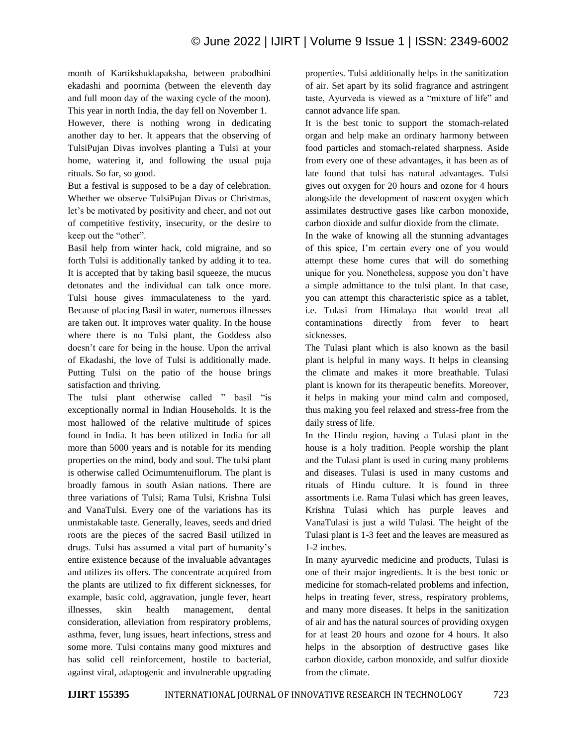month of Kartikshuklapaksha, between prabodhini ekadashi and poornima (between the eleventh day and full moon day of the waxing cycle of the moon). This year in north India, the day fell on November 1.

However, there is nothing wrong in dedicating another day to her. It appears that the observing of TulsiPujan Divas involves planting a Tulsi at your home, watering it, and following the usual puja rituals. So far, so good.

But a festival is supposed to be a day of celebration. Whether we observe TulsiPujan Divas or Christmas, let's be motivated by positivity and cheer, and not out of competitive festivity, insecurity, or the desire to keep out the "other".

Basil help from winter hack, cold migraine, and so forth Tulsi is additionally tanked by adding it to tea. It is accepted that by taking basil squeeze, the mucus detonates and the individual can talk once more. Tulsi house gives immaculateness to the yard. Because of placing Basil in water, numerous illnesses are taken out. It improves water quality. In the house where there is no Tulsi plant, the Goddess also doesn't care for being in the house. Upon the arrival of Ekadashi, the love of Tulsi is additionally made. Putting Tulsi on the patio of the house brings satisfaction and thriving.

The tulsi plant otherwise called " basil "is exceptionally normal in Indian Households. It is the most hallowed of the relative multitude of spices found in India. It has been utilized in India for all more than 5000 years and is notable for its mending properties on the mind, body and soul. The tulsi plant is otherwise called Ocimumtenuiflorum. The plant is broadly famous in south Asian nations. There are three variations of Tulsi; Rama Tulsi, Krishna Tulsi and VanaTulsi. Every one of the variations has its unmistakable taste. Generally, leaves, seeds and dried roots are the pieces of the sacred Basil utilized in drugs. Tulsi has assumed a vital part of humanity's entire existence because of the invaluable advantages and utilizes its offers. The concentrate acquired from the plants are utilized to fix different sicknesses, for example, basic cold, aggravation, jungle fever, heart illnesses, skin health management, dental consideration, alleviation from respiratory problems, asthma, fever, lung issues, heart infections, stress and some more. Tulsi contains many good mixtures and has solid cell reinforcement, hostile to bacterial, against viral, adaptogenic and invulnerable upgrading properties. Tulsi additionally helps in the sanitization of air. Set apart by its solid fragrance and astringent taste, Ayurveda is viewed as a "mixture of life" and cannot advance life span.

It is the best tonic to support the stomach-related organ and help make an ordinary harmony between food particles and stomach-related sharpness. Aside from every one of these advantages, it has been as of late found that tulsi has natural advantages. Tulsi gives out oxygen for 20 hours and ozone for 4 hours alongside the development of nascent oxygen which assimilates destructive gases like carbon monoxide, carbon dioxide and sulfur dioxide from the climate.

In the wake of knowing all the stunning advantages of this spice, I'm certain every one of you would attempt these home cures that will do something unique for you. Nonetheless, suppose you don't have a simple admittance to the tulsi plant. In that case, you can attempt this characteristic spice as a tablet, i.e. Tulsi from Himalaya that would treat all contaminations directly from fever to heart sicknesses.

The Tulasi plant which is also known as the basil plant is helpful in many ways. It helps in cleansing the climate and makes it more breathable. Tulasi plant is known for its therapeutic benefits. Moreover, it helps in making your mind calm and composed, thus making you feel relaxed and stress-free from the daily stress of life.

In the Hindu region, having a Tulasi plant in the house is a holy tradition. People worship the plant and the Tulasi plant is used in curing many problems and diseases. Tulasi is used in many customs and rituals of Hindu culture. It is found in three assortments i.e. Rama Tulasi which has green leaves, Krishna Tulasi which has purple leaves and VanaTulasi is just a wild Tulasi. The height of the Tulasi plant is 1-3 feet and the leaves are measured as 1-2 inches.

In many ayurvedic medicine and products, Tulasi is one of their major ingredients. It is the best tonic or medicine for stomach-related problems and infection, helps in treating fever, stress, respiratory problems, and many more diseases. It helps in the sanitization of air and has the natural sources of providing oxygen for at least 20 hours and ozone for 4 hours. It also helps in the absorption of destructive gases like carbon dioxide, carbon monoxide, and sulfur dioxide from the climate.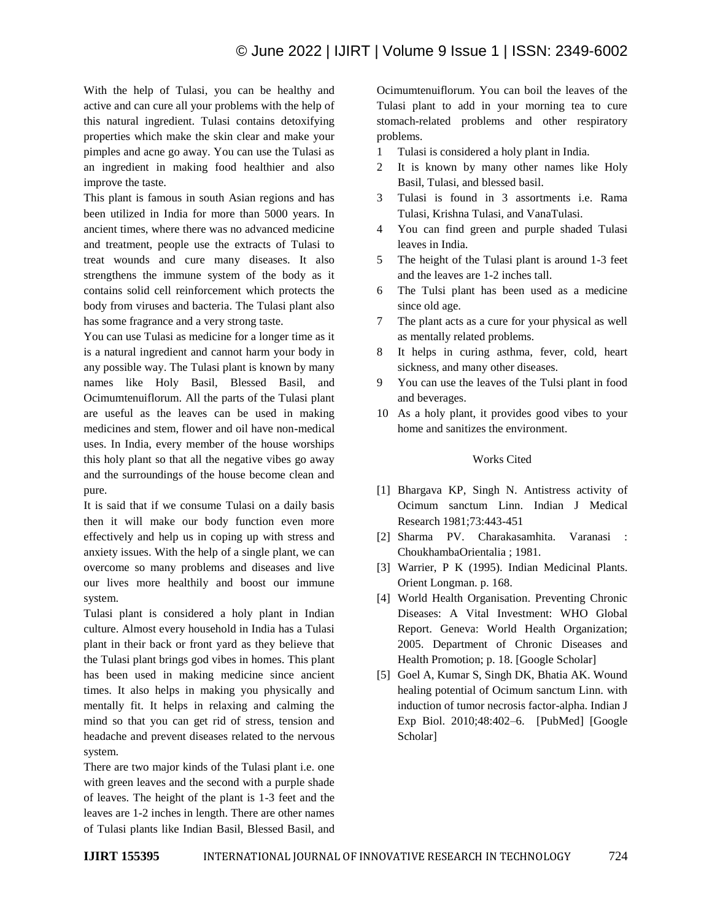With the help of Tulasi, you can be healthy and active and can cure all your problems with the help of this natural ingredient. Tulasi contains detoxifying properties which make the skin clear and make your pimples and acne go away. You can use the Tulasi as an ingredient in making food healthier and also improve the taste.

This plant is famous in south Asian regions and has been utilized in India for more than 5000 years. In ancient times, where there was no advanced medicine and treatment, people use the extracts of Tulasi to treat wounds and cure many diseases. It also strengthens the immune system of the body as it contains solid cell reinforcement which protects the body from viruses and bacteria. The Tulasi plant also has some fragrance and a very strong taste.

You can use Tulasi as medicine for a longer time as it is a natural ingredient and cannot harm your body in any possible way. The Tulasi plant is known by many names like Holy Basil, Blessed Basil, and Ocimumtenuiflorum. All the parts of the Tulasi plant are useful as the leaves can be used in making medicines and stem, flower and oil have non-medical uses. In India, every member of the house worships this holy plant so that all the negative vibes go away and the surroundings of the house become clean and pure.

It is said that if we consume Tulasi on a daily basis then it will make our body function even more effectively and help us in coping up with stress and anxiety issues. With the help of a single plant, we can overcome so many problems and diseases and live our lives more healthily and boost our immune system.

Tulasi plant is considered a holy plant in Indian culture. Almost every household in India has a Tulasi plant in their back or front yard as they believe that the Tulasi plant brings god vibes in homes. This plant has been used in making medicine since ancient times. It also helps in making you physically and mentally fit. It helps in relaxing and calming the mind so that you can get rid of stress, tension and headache and prevent diseases related to the nervous system.

There are two major kinds of the Tulasi plant i.e. one with green leaves and the second with a purple shade of leaves. The height of the plant is 1-3 feet and the leaves are 1-2 inches in length. There are other names of Tulasi plants like Indian Basil, Blessed Basil, and Ocimumtenuiflorum. You can boil the leaves of the Tulasi plant to add in your morning tea to cure stomach-related problems and other respiratory problems.

1. Tulasi is considered a holy plant in India.
2. It is known by many other names like Holy Basil, Tulasi, and blessed basil.
3. Tulasi is found in 3 assortments i.e. Rama Tulasi, Krishna Tulasi, and VanaTulasi.
4. You can find green and purple shaded Tulasi leaves in India.
5. The height of the Tulasi plant is around 1-3 feet and the leaves are 1-2 inches tall.
6. The Tulsi plant has been used as a medicine since old age.
7. The plant acts as a cure for your physical as well as mentally related problems.
8. It helps in curing asthma, fever, cold, heart sickness, and many other diseases.
9. You can use the leaves of the Tulsi plant in food and beverages.
10. As a holy plant, it provides good vibes to your home and sanitizes the environment.

## Works Cited

[1] Bhargava KP, Singh N. Antistress activity of Ocimum sanctum Linn. Indian J Medical Research 1981;73:443-451

[2] Sharma PV. Charakasamhita. Varanasi : ChoukhambaOrientalia ; 1981.

[3] Warrier, P K (1995). Indian Medicinal Plants. Orient Longman. p. 168.

[4] World Health Organisation. Preventing Chronic Diseases: A Vital Investment: WHO Global Report. Geneva: World Health Organization; 2005. Department of Chronic Diseases and Health Promotion; p. 18. [Google Scholar]

[5] Goel A, Kumar S, Singh DK, Bhatia AK. Wound healing potential of Ocimum sanctum Linn. with induction of tumor necrosis factor-alpha. Indian J Exp Biol. 2010;48:402–6. [PubMed] [Google Scholar]